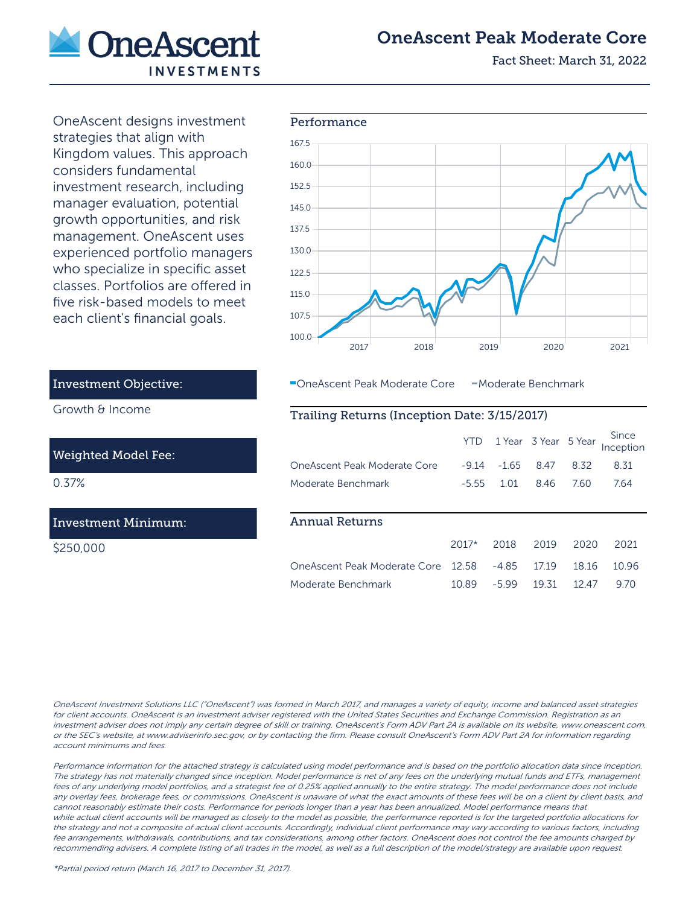# OneAscent Peak Moderate Core

Fact Sheet: March 31, 2022

OneAscent designs investment strategies that align with Kingdom values. This approach considers fundamental investment research, including manager evaluation, potential growth opportunities, and risk management. OneAscent uses experienced portfolio managers who specialize in specific asset classes. Portfolios are offered in five risk-based models to meet each client's financial goals.

## Investment Objective:

Growth & Income

## Weighted Model Fee:

0.37%

## Investment Minimum:

$250,000

## Performance

OneAscent Peak Moderate Core — Moderate Benchmark

## Trailing Returns (Inception Date: 3/15/2017)

| | YTD | 1 Year | 3 Year | 5 Year | Since Inception |
|---|---|---|---|---|---|
| OneAscent Peak Moderate Core | -9.14 | -1.65 | 8.47 | 8.32 | 8.31 |
| Moderate Benchmark | -5.55 | 1.01 | 8.46 | 7.60 | 7.64 |

## Annual Returns

| | 2017* | 2018 | 2019 | 2020 | 2021 |
|---|---|---|---|---|---|
| OneAscent Peak Moderate Core | 12.58 | -4.85 | 17.19 | 18.16 | 10.96 |
| Moderate Benchmark | 10.89 | -5.99 | 19.31 | 12.47 | 9.70 |

*OneAscent Investment Solutions LLC ("OneAscent") was formed in March 2017, and manages a variety of equity, income and balanced asset strategies for client accounts. OneAscent is an investment adviser registered with the United States Securities and Exchange Commission. Registration as an investment adviser does not imply any certain degree of skill or training. OneAscent's Form ADV Part 2A is available on its website, www.oneascent.com, or the SEC's website, at www.adviserinfo.sec.gov, or by contacting the firm. Please consult OneAscent's Form ADV Part 2A for information regarding account minimums and fees.*

*Performance information for the attached strategy is calculated using model performance and is based on the portfolio allocation data since inception. The strategy has not materially changed since inception. Model performance is net of any fees on the underlying mutual funds and ETFs, management fees of any underlying model portfolios, and a strategist fee of 0.25% applied annually to the entire strategy. The model performance does not include any overlay fees, brokerage fees, or commissions. OneAscent is unaware of what the exact amounts of these fees will be on a client by client basis, and cannot reasonably estimate their costs. Performance for periods longer than a year has been annualized. Model performance means that while actual client accounts will be managed as closely to the model as possible, the performance reported is for the targeted portfolio allocations for the strategy and not a composite of actual client accounts. Accordingly, individual client performance may vary according to various factors, including fee arrangements, withdrawals, contributions, and tax considerations, among other factors. OneAscent does not control the fee amounts charged by recommending advisers. A complete listing of all trades in the model, as well as a full description of the model/strategy are available upon request.*

*Partial period return (March 16, 2017 to December 31, 2017).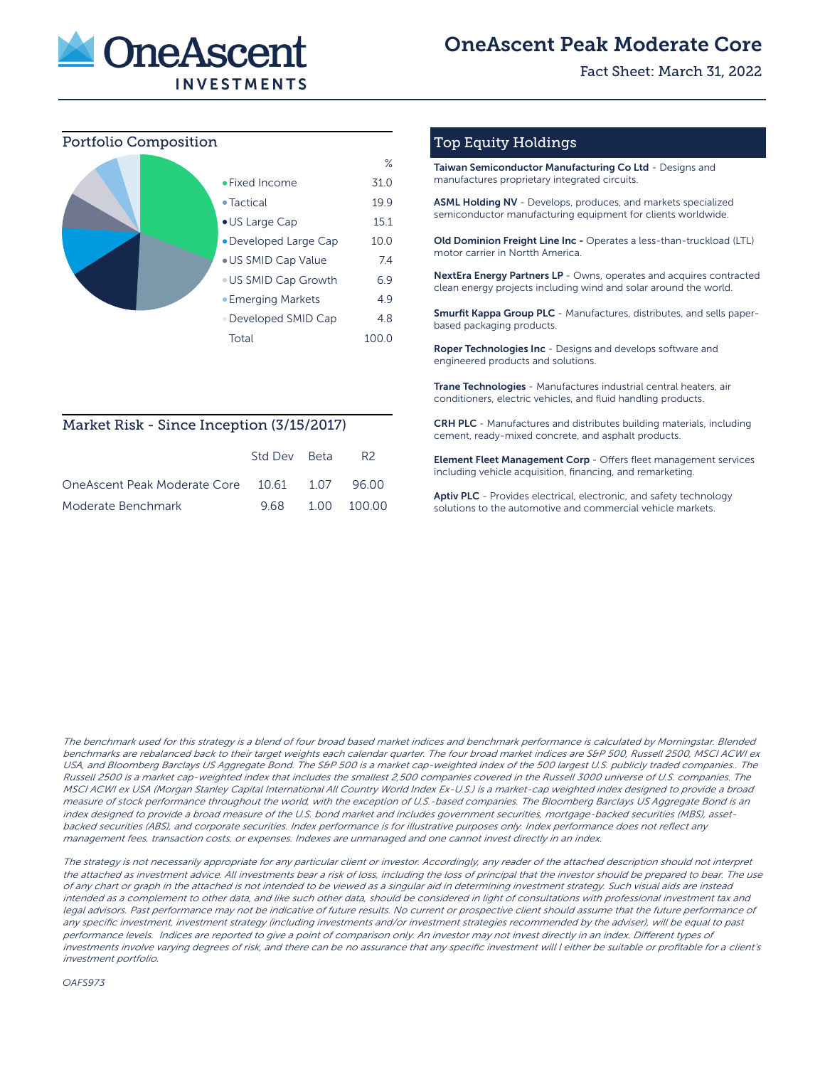# OneAscent Peak Moderate Core

Fact Sheet: March 31, 2022

## Portfolio Composition

| | % |
|---|---|
| Fixed Income | 31.0 |
| Tactical | 19.9 |
| US Large Cap | 15.1 |
| Developed Large Cap | 10.0 |
| US SMID Cap Value | 7.4 |
| US SMID Cap Growth | 6.9 |
| Emerging Markets | 4.9 |
| Developed SMID Cap | 4.8 |
| Total | 100.0 |

## Market Risk - Since Inception (3/15/2017)

| | Std Dev | Beta | R2 |
|---|---|---|---|
| OneAscent Peak Moderate Core | 10.61 | 1.07 | 96.00 |
| Moderate Benchmark | 9.68 | 1.00 | 100.00 |

## Top Equity Holdings

**Taiwan Semiconductor Manufacturing Co Ltd** - Designs and manufactures proprietary integrated circuits.

**ASML Holding NV** - Develops, produces, and markets specialized semiconductor manufacturing equipment for clients worldwide.

**Old Dominion Freight Line Inc -** Operates a less-than-truckload (LTL) motor carrier in Nortth America.

**NextEra Energy Partners LP** - Owns, operates and acquires contracted clean energy projects including wind and solar around the world.

**Smurfit Kappa Group PLC** - Manufactures, distributes, and sells paper-based packaging products.

**Roper Technologies Inc** - Designs and develops software and engineered products and solutions.

**Trane Technologies** - Manufactures industrial central heaters, air conditioners, electric vehicles, and fluid handling products.

**CRH PLC** - Manufactures and distributes building materials, including cement, ready-mixed concrete, and asphalt products.

**Element Fleet Management Corp** - Offers fleet management services including vehicle acquisition, financing, and remarketing.

**Aptiv PLC** - Provides electrical, electronic, and safety technology solutions to the automotive and commercial vehicle markets.

*The benchmark used for this strategy is a blend of four broad based market indices and benchmark performance is calculated by Morningstar. Blended benchmarks are rebalanced back to their target weights each calendar quarter. The four broad market indices are S&P 500, Russell 2500, MSCI ACWI ex USA, and Bloomberg Barclays US Aggregate Bond. The S&P 500 is a market cap-weighted index of the 500 largest U.S. publicly traded companies.. The Russell 2500 is a market cap-weighted index that includes the smallest 2,500 companies covered in the Russell 3000 universe of U.S. companies. The MSCI ACWI ex USA (Morgan Stanley Capital International All Country World Index Ex-U.S.) is a market-cap weighted index designed to provide a broad measure of stock performance throughout the world, with the exception of U.S.-based companies. The Bloomberg Barclays US Aggregate Bond is an index designed to provide a broad measure of the U.S. bond market and includes government securities, mortgage-backed securities (MBS), asset-backed securities (ABS), and corporate securities. Index performance is for illustrative purposes only. Index performance does not reflect any management fees, transaction costs, or expenses. Indexes are unmanaged and one cannot invest directly in an index.*

*The strategy is not necessarily appropriate for any particular client or investor. Accordingly, any reader of the attached description should not interpret the attached as investment advice. All investments bear a risk of loss, including the loss of principal that the investor should be prepared to bear. The use of any chart or graph in the attached is not intended to be viewed as a singular aid in determining investment strategy. Such visual aids are instead intended as a complement to other data, and like such other data, should be considered in light of consultations with professional investment tax and legal advisors. Past performance may not be indicative of future results. No current or prospective client should assume that the future performance of any specific investment, investment strategy (including investments and/or investment strategies recommended by the adviser), will be equal to past performance levels. Indices are reported to give a point of comparison only. An investor may not invest directly in an index. Different types of investments involve varying degrees of risk, and there can be no assurance that any specific investment will l either be suitable or profitable for a client's investment portfolio.*

*OAFS973*